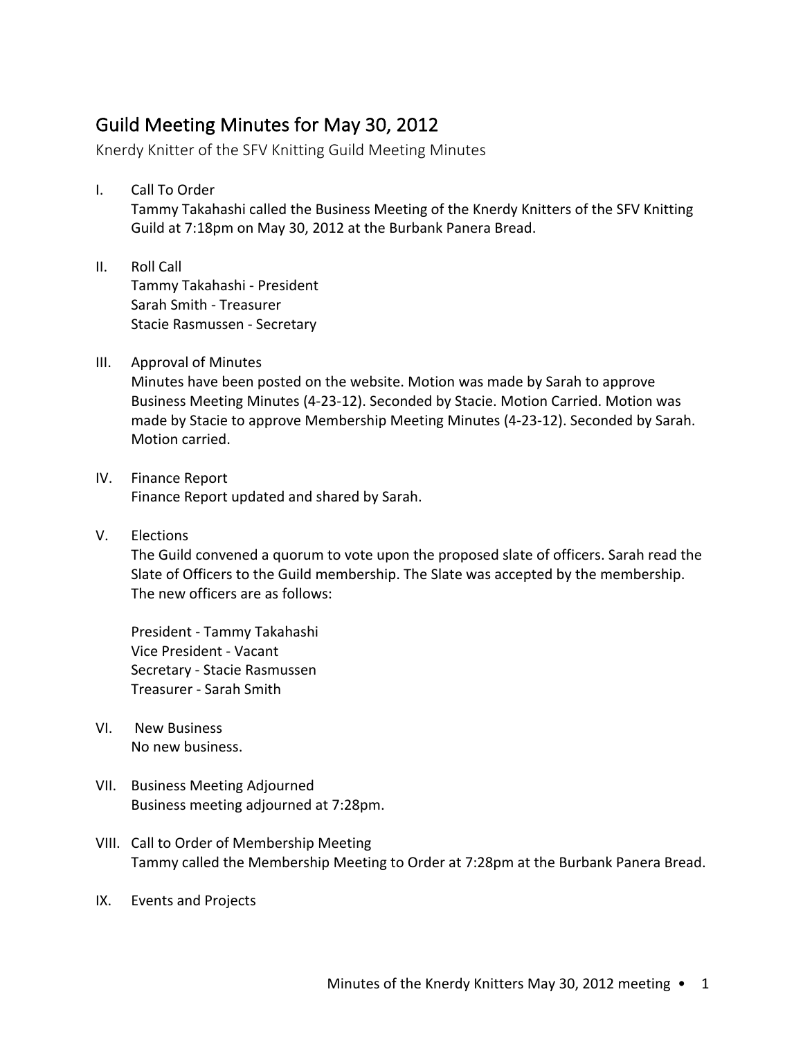# Guild Meeting Minutes for May 30, 2012

Knerdy Knitter of the SFV Knitting Guild Meeting Minutes

I. Call To Order
   Tammy Takahashi called the Business Meeting of the Knerdy Knitters of the SFV Knitting Guild at 7:18pm on May 30, 2012 at the Burbank Panera Bread.

II. Roll Call
   Tammy Takahashi - President
   Sarah Smith - Treasurer
   Stacie Rasmussen - Secretary

III. Approval of Minutes
   Minutes have been posted on the website. Motion was made by Sarah to approve Business Meeting Minutes (4-23-12). Seconded by Stacie. Motion Carried. Motion was made by Stacie to approve Membership Meeting Minutes (4-23-12). Seconded by Sarah. Motion carried.

IV. Finance Report
   Finance Report updated and shared by Sarah.

V. Elections
   The Guild convened a quorum to vote upon the proposed slate of officers. Sarah read the Slate of Officers to the Guild membership. The Slate was accepted by the membership. The new officers are as follows:

   President - Tammy Takahashi
   Vice President - Vacant
   Secretary - Stacie Rasmussen
   Treasurer - Sarah Smith

VI. New Business
   No new business.

VII. Business Meeting Adjourned
   Business meeting adjourned at 7:28pm.

VIII. Call to Order of Membership Meeting
   Tammy called the Membership Meeting to Order at 7:28pm at the Burbank Panera Bread.

IX. Events and Projects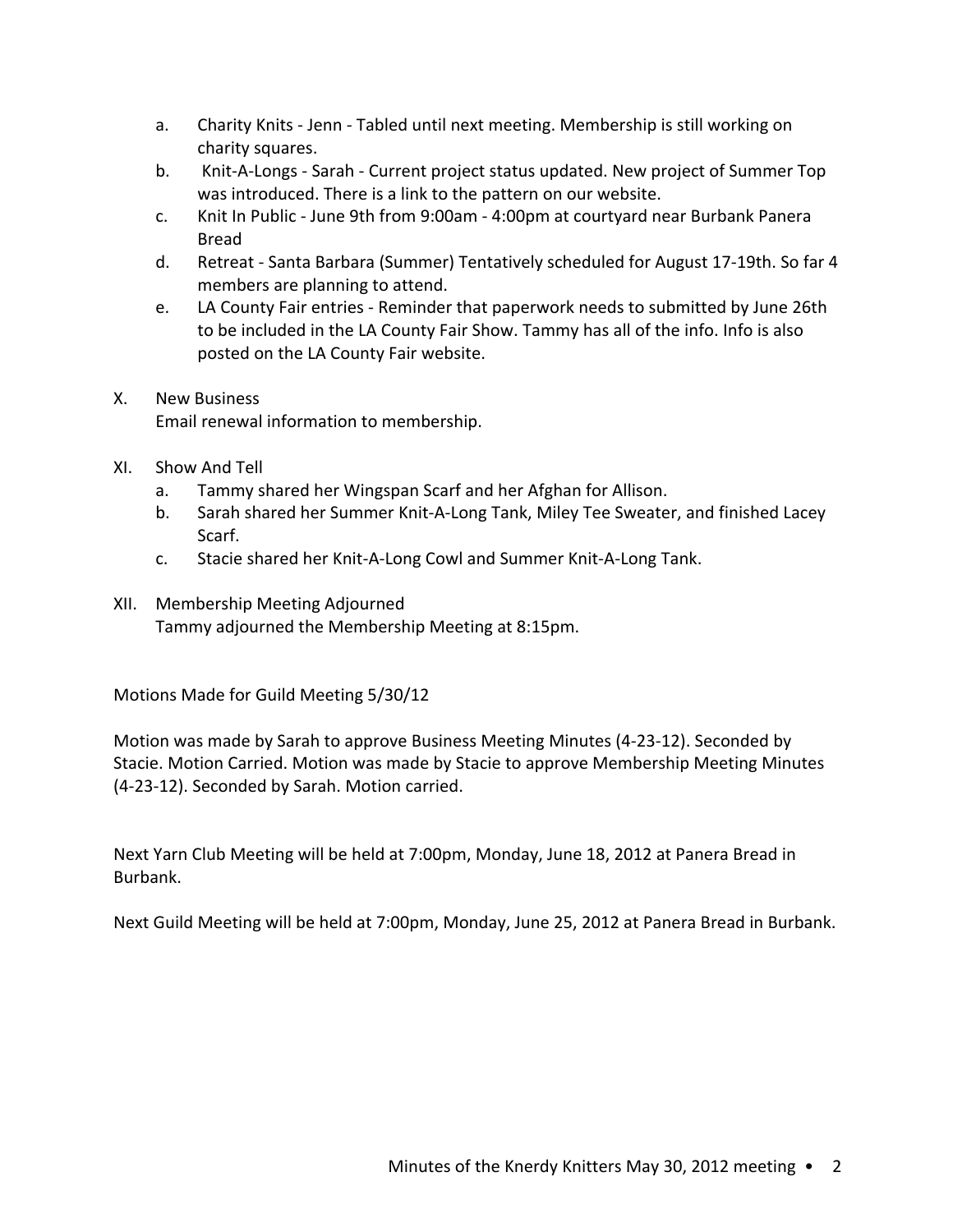a. Charity Knits - Jenn - Tabled until next meeting. Membership is still working on charity squares.
b. Knit-A-Longs - Sarah - Current project status updated. New project of Summer Top was introduced. There is a link to the pattern on our website.
c. Knit In Public - June 9th from 9:00am - 4:00pm at courtyard near Burbank Panera Bread
d. Retreat - Santa Barbara (Summer) Tentatively scheduled for August 17-19th. So far 4 members are planning to attend.
e. LA County Fair entries - Reminder that paperwork needs to submitted by June 26th to be included in the LA County Fair Show. Tammy has all of the info. Info is also posted on the LA County Fair website.

X. New Business
Email renewal information to membership.

XI. Show And Tell
a. Tammy shared her Wingspan Scarf and her Afghan for Allison.
b. Sarah shared her Summer Knit-A-Long Tank, Miley Tee Sweater, and finished Lacey Scarf.
c. Stacie shared her Knit-A-Long Cowl and Summer Knit-A-Long Tank.

XII. Membership Meeting Adjourned
Tammy adjourned the Membership Meeting at 8:15pm.

Motions Made for Guild Meeting 5/30/12

Motion was made by Sarah to approve Business Meeting Minutes (4-23-12). Seconded by Stacie. Motion Carried. Motion was made by Stacie to approve Membership Meeting Minutes (4-23-12). Seconded by Sarah. Motion carried.

Next Yarn Club Meeting will be held at 7:00pm, Monday, June 18, 2012 at Panera Bread in Burbank.

Next Guild Meeting will be held at 7:00pm, Monday, June 25, 2012 at Panera Bread in Burbank.